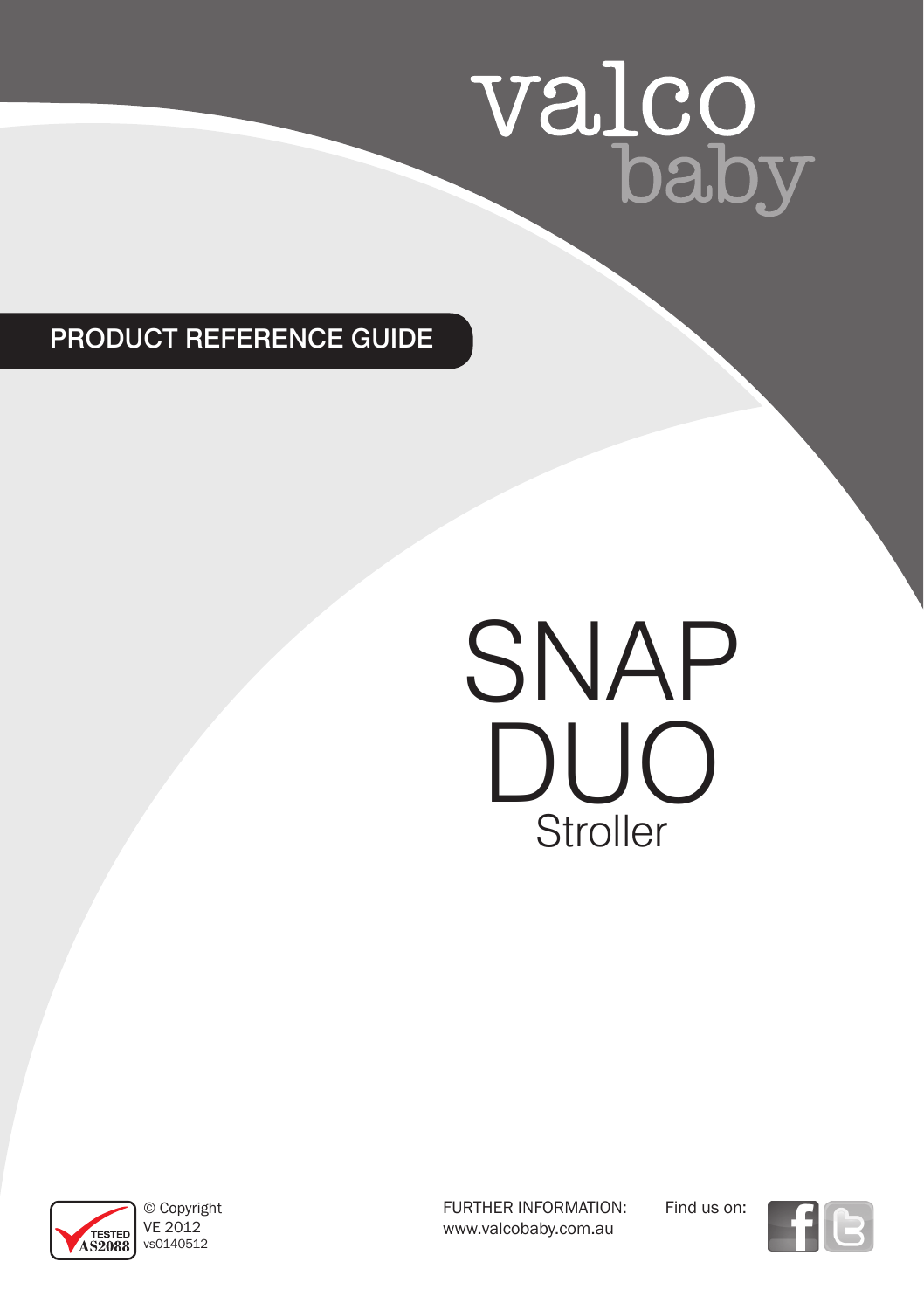valco baby

PRODUCT REFERENCE GUIDE

# SNAP DUO

## Stroller

TESTED AS2088

© Copyright
VE 2012
vs0140512

FURTHER INFORMATION:
www.valcobaby.com.au

Find us on: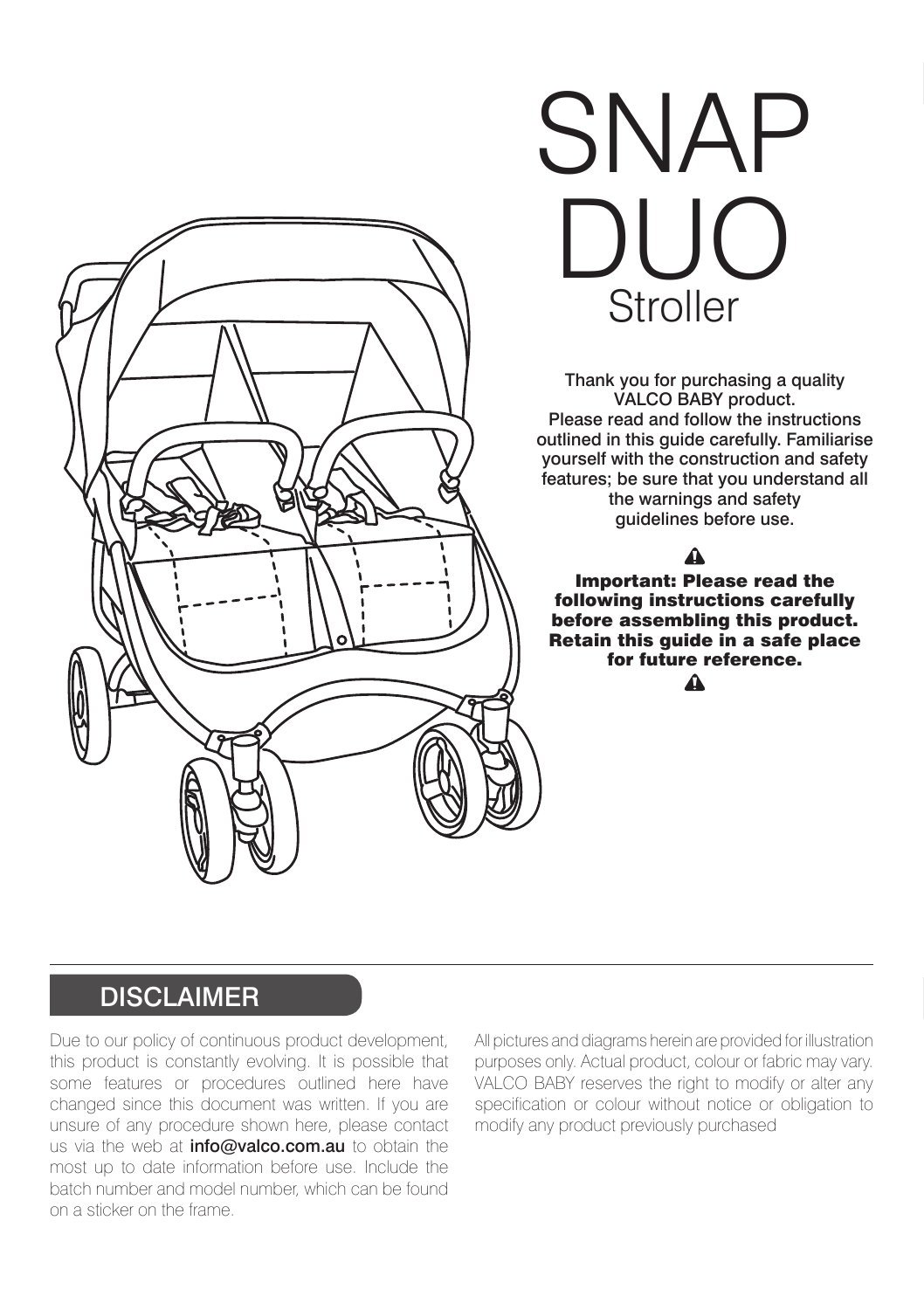# SNAP DUO

## Stroller

Thank you for purchasing a quality VALCO BABY product. Please read and follow the instructions outlined in this guide carefully. Familiarise yourself with the construction and safety features; be sure that you understand all the warnings and safety guidelines before use.

⚠

**Important: Please read the following instructions carefully before assembling this product. Retain this guide in a safe place for future reference.**

⚠

## DISCLAIMER

Due to our policy of continuous product development, this product is constantly evolving. It is possible that some features or procedures outlined here have changed since this document was written. If you are unsure of any procedure shown here, please contact us via the web at **info@valco.com.au** to obtain the most up to date information before use. Include the batch number and model number, which can be found on a sticker on the frame.

All pictures and diagrams herein are provided for illustration purposes only. Actual product, colour or fabric may vary. VALCO BABY reserves the right to modify or alter any specification or colour without notice or obligation to modify any product previously purchased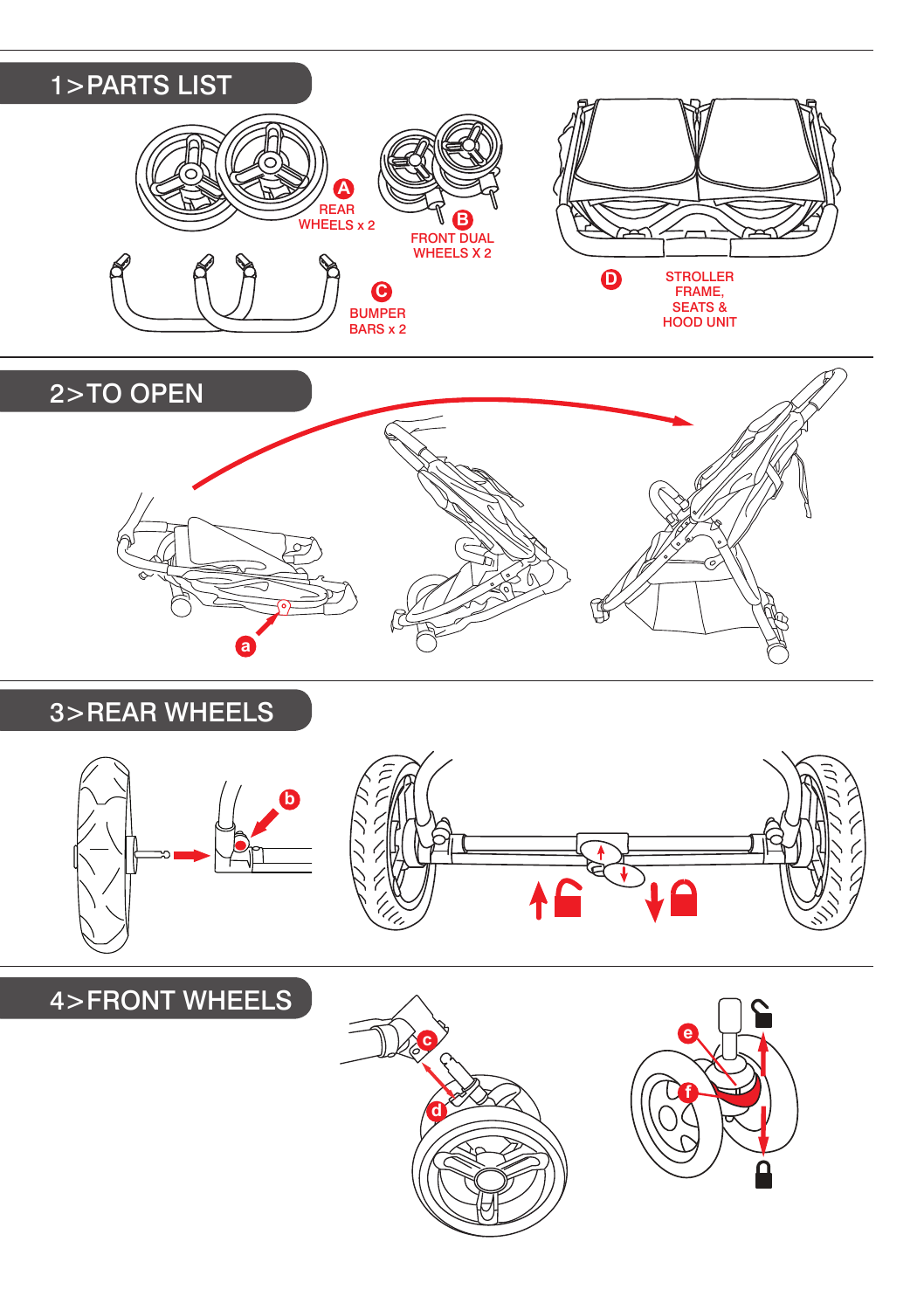## 1>PARTS LIST

A REAR WHEELS x 2

B FRONT DUAL WHEELS X 2

C BUMPER BARS x 2

D STROLLER FRAME, SEATS & HOOD UNIT

## 2>TO OPEN

a

## 3>REAR WHEELS

b

## 4>FRONT WHEELS

c

d

e

f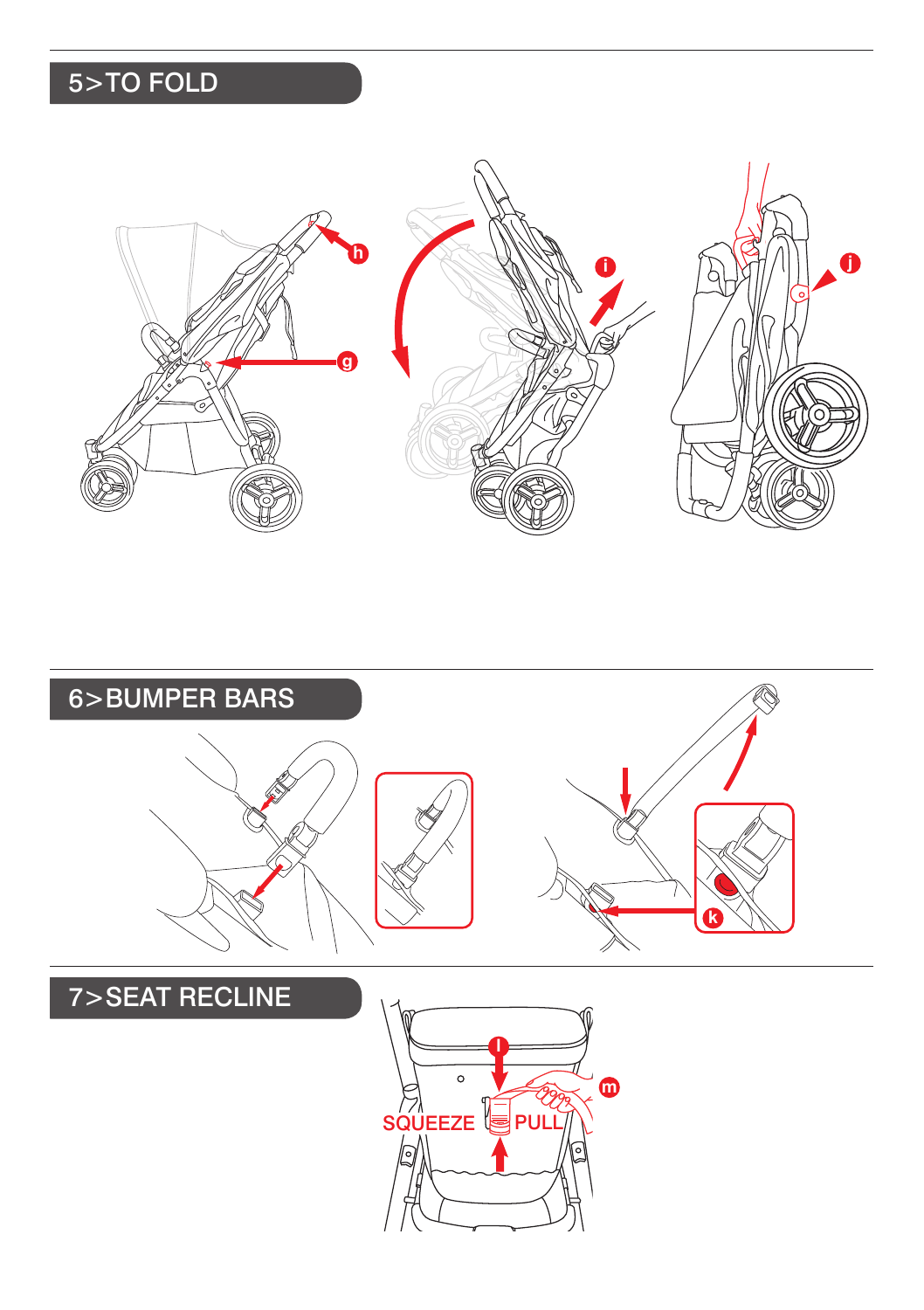## 5>TO FOLD

h

g

i

j

## 6>BUMPER BARS

k

## 7>SEAT RECLINE

l

m

SQUEEZE PULL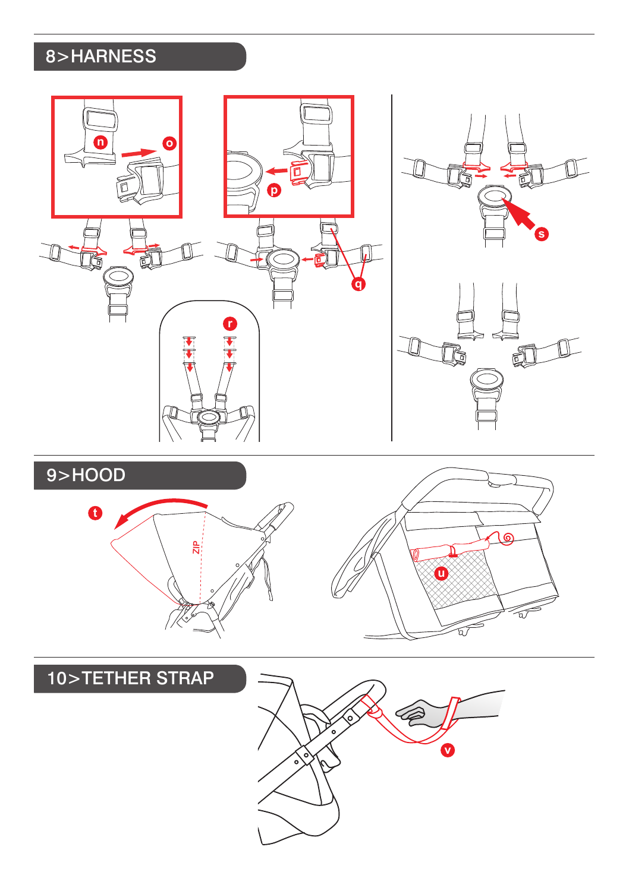## 8>HARNESS

## 9>HOOD

## 10>TETHER STRAP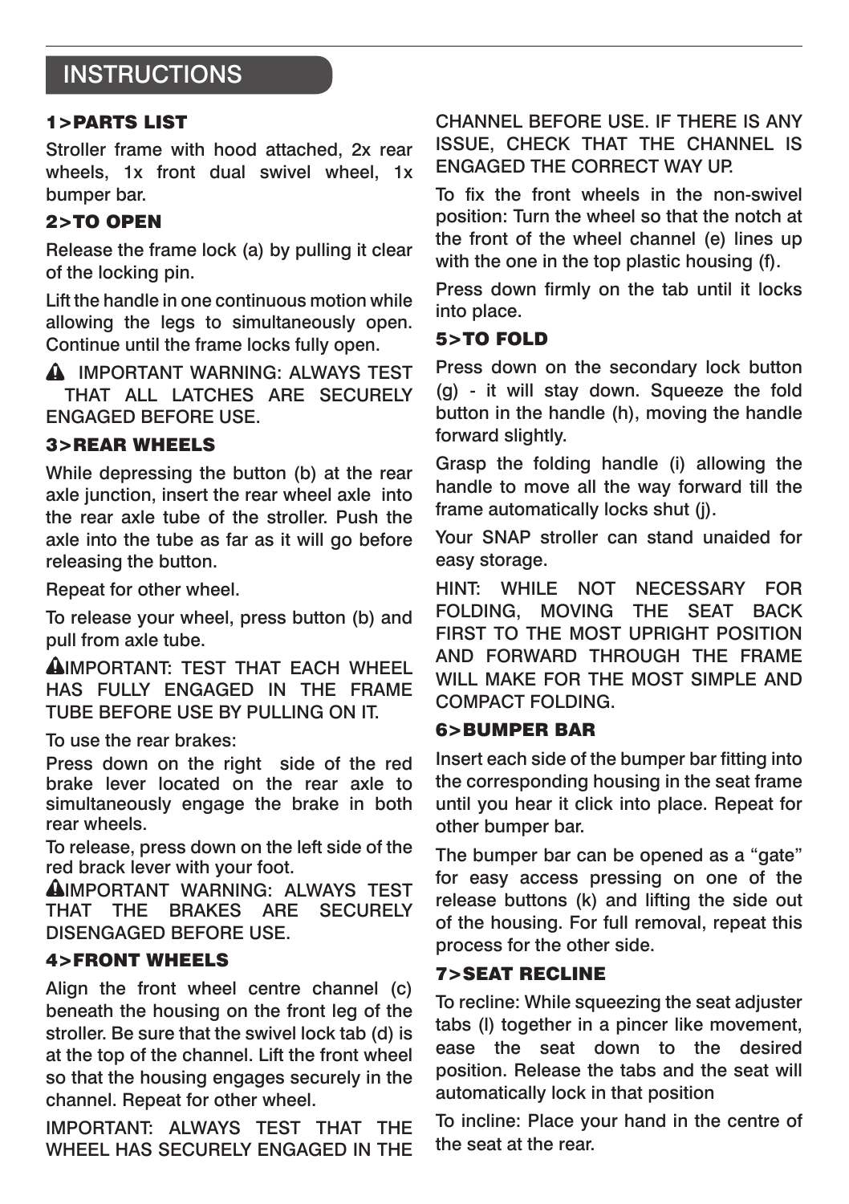# INSTRUCTIONS

## 1>PARTS LIST

Stroller frame with hood attached, 2x rear wheels, 1x front dual swivel wheel, 1x bumper bar.

## 2>TO OPEN

Release the frame lock (a) by pulling it clear of the locking pin.

Lift the handle in one continuous motion while allowing the legs to simultaneously open. Continue until the frame locks fully open.

⚠ IMPORTANT WARNING: ALWAYS TEST THAT ALL LATCHES ARE SECURELY ENGAGED BEFORE USE.

## 3>REAR WHEELS

While depressing the button (b) at the rear axle junction, insert the rear wheel axle into the rear axle tube of the stroller. Push the axle into the tube as far as it will go before releasing the button.

Repeat for other wheel.

To release your wheel, press button (b) and pull from axle tube.

⚠IMPORTANT: TEST THAT EACH WHEEL HAS FULLY ENGAGED IN THE FRAME TUBE BEFORE USE BY PULLING ON IT.

To use the rear brakes:

Press down on the right side of the red brake lever located on the rear axle to simultaneously engage the brake in both rear wheels.

To release, press down on the left side of the red brack lever with your foot.

⚠IMPORTANT WARNING: ALWAYS TEST THAT THE BRAKES ARE SECURELY DISENGAGED BEFORE USE.

## 4>FRONT WHEELS

Align the front wheel centre channel (c) beneath the housing on the front leg of the stroller. Be sure that the swivel lock tab (d) is at the top of the channel. Lift the front wheel so that the housing engages securely in the channel. Repeat for other wheel.

IMPORTANT: ALWAYS TEST THAT THE WHEEL HAS SECURELY ENGAGED IN THE CHANNEL BEFORE USE. IF THERE IS ANY ISSUE, CHECK THAT THE CHANNEL IS ENGAGED THE CORRECT WAY UP.

To fix the front wheels in the non-swivel position: Turn the wheel so that the notch at the front of the wheel channel (e) lines up with the one in the top plastic housing (f).

Press down firmly on the tab until it locks into place.

## 5>TO FOLD

Press down on the secondary lock button (g) - it will stay down. Squeeze the fold button in the handle (h), moving the handle forward slightly.

Grasp the folding handle (i) allowing the handle to move all the way forward till the frame automatically locks shut (j).

Your SNAP stroller can stand unaided for easy storage.

HINT: WHILE NOT NECESSARY FOR FOLDING, MOVING THE SEAT BACK FIRST TO THE MOST UPRIGHT POSITION AND FORWARD THROUGH THE FRAME WILL MAKE FOR THE MOST SIMPLE AND COMPACT FOLDING.

## 6>BUMPER BAR

Insert each side of the bumper bar fitting into the corresponding housing in the seat frame until you hear it click into place. Repeat for other bumper bar.

The bumper bar can be opened as a "gate" for easy access pressing on one of the release buttons (k) and lifting the side out of the housing. For full removal, repeat this process for the other side.

## 7>SEAT RECLINE

To recline: While squeezing the seat adjuster tabs (l) together in a pincer like movement, ease the seat down to the desired position. Release the tabs and the seat will automatically lock in that position

To incline: Place your hand in the centre of the seat at the rear.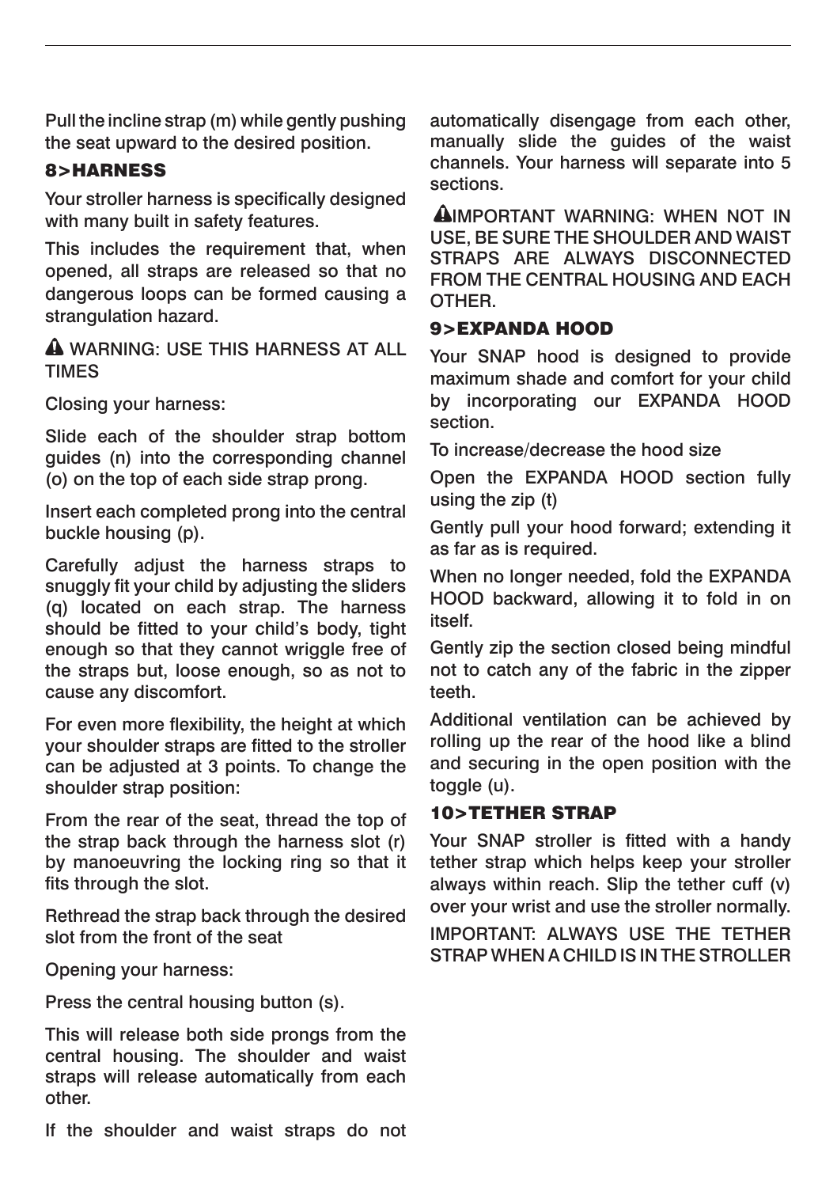Pull the incline strap (m) while gently pushing the seat upward to the desired position.

## 8>HARNESS

Your stroller harness is specifically designed with many built in safety features.

This includes the requirement that, when opened, all straps are released so that no dangerous loops can be formed causing a strangulation hazard.

⚠ WARNING: USE THIS HARNESS AT ALL TIMES

Closing your harness:

Slide each of the shoulder strap bottom guides (n) into the corresponding channel (o) on the top of each side strap prong.

Insert each completed prong into the central buckle housing (p).

Carefully adjust the harness straps to snuggly fit your child by adjusting the sliders (q) located on each strap. The harness should be fitted to your child's body, tight enough so that they cannot wriggle free of the straps but, loose enough, so as not to cause any discomfort.

For even more flexibility, the height at which your shoulder straps are fitted to the stroller can be adjusted at 3 points. To change the shoulder strap position:

From the rear of the seat, thread the top of the strap back through the harness slot (r) by manoeuvring the locking ring so that it fits through the slot.

Rethread the strap back through the desired slot from the front of the seat

Opening your harness:

Press the central housing button (s).

This will release both side prongs from the central housing. The shoulder and waist straps will release automatically from each other.

If the shoulder and waist straps do not automatically disengage from each other, manually slide the guides of the waist channels. Your harness will separate into 5 sections.

⚠IMPORTANT WARNING: WHEN NOT IN USE, BE SURE THE SHOULDER AND WAIST STRAPS ARE ALWAYS DISCONNECTED FROM THE CENTRAL HOUSING AND EACH OTHER.

## 9>EXPANDA HOOD

Your SNAP hood is designed to provide maximum shade and comfort for your child by incorporating our EXPANDA HOOD section.

To increase/decrease the hood size

Open the EXPANDA HOOD section fully using the zip (t)

Gently pull your hood forward; extending it as far as is required.

When no longer needed, fold the EXPANDA HOOD backward, allowing it to fold in on itself.

Gently zip the section closed being mindful not to catch any of the fabric in the zipper teeth.

Additional ventilation can be achieved by rolling up the rear of the hood like a blind and securing in the open position with the toggle (u).

## 10>TETHER STRAP

Your SNAP stroller is fitted with a handy tether strap which helps keep your stroller always within reach. Slip the tether cuff (v) over your wrist and use the stroller normally.

IMPORTANT: ALWAYS USE THE TETHER STRAP WHEN A CHILD IS IN THE STROLLER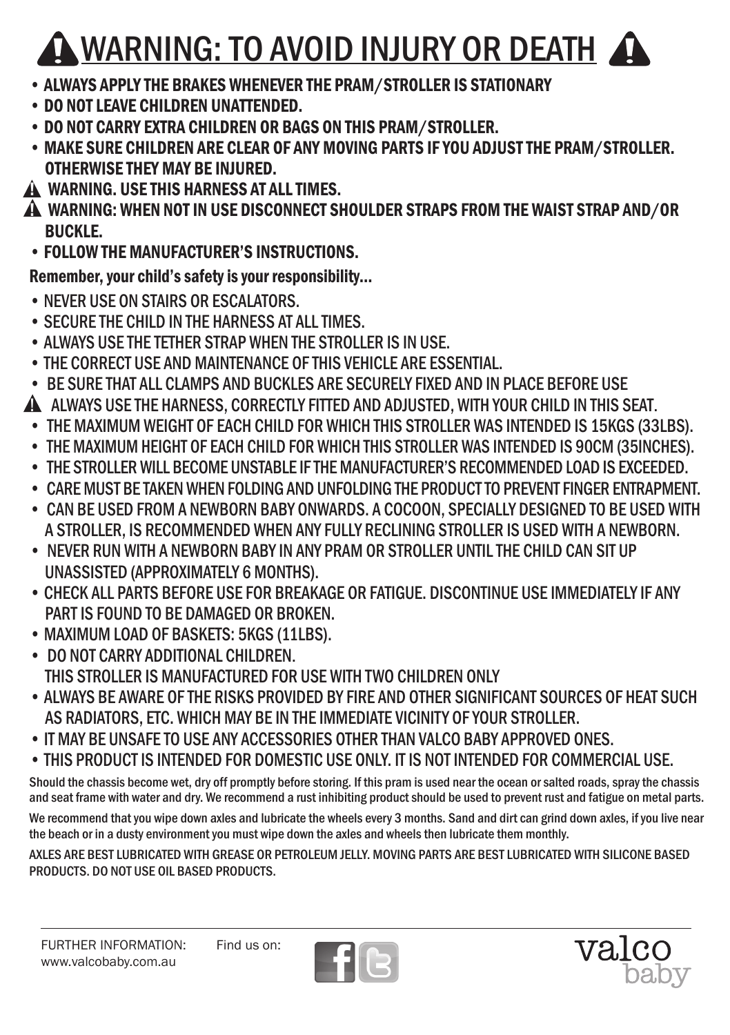# ⚠ WARNING: TO AVOID INJURY OR DEATH ⚠

- **ALWAYS APPLY THE BRAKES WHENEVER THE PRAM/STROLLER IS STATIONARY**
- **DO NOT LEAVE CHILDREN UNATTENDED.**
- **DO NOT CARRY EXTRA CHILDREN OR BAGS ON THIS PRAM/STROLLER.**
- **MAKE SURE CHILDREN ARE CLEAR OF ANY MOVING PARTS IF YOU ADJUST THE PRAM/STROLLER. OTHERWISE THEY MAY BE INJURED.**

⚠ **WARNING. USE THIS HARNESS AT ALL TIMES.**

⚠ **WARNING: WHEN NOT IN USE DISCONNECT SHOULDER STRAPS FROM THE WAIST STRAP AND/OR BUCKLE.**

- **FOLLOW THE MANUFACTURER'S INSTRUCTIONS.**

**Remember, your child's safety is your responsibility...**

- NEVER USE ON STAIRS OR ESCALATORS.
- SECURE THE CHILD IN THE HARNESS AT ALL TIMES.
- ALWAYS USE THE TETHER STRAP WHEN THE STROLLER IS IN USE.
- THE CORRECT USE AND MAINTENANCE OF THIS VEHICLE ARE ESSENTIAL.
- BE SURE THAT ALL CLAMPS AND BUCKLES ARE SECURELY FIXED AND IN PLACE BEFORE USE

⚠ ALWAYS USE THE HARNESS, CORRECTLY FITTED AND ADJUSTED, WITH YOUR CHILD IN THIS SEAT.

- THE MAXIMUM WEIGHT OF EACH CHILD FOR WHICH THIS STROLLER WAS INTENDED IS 15KGS (33LBS).
- THE MAXIMUM HEIGHT OF EACH CHILD FOR WHICH THIS STROLLER WAS INTENDED IS 90CM (35INCHES).
- THE STROLLER WILL BECOME UNSTABLE IF THE MANUFACTURER'S RECOMMENDED LOAD IS EXCEEDED.
- CARE MUST BE TAKEN WHEN FOLDING AND UNFOLDING THE PRODUCT TO PREVENT FINGER ENTRAPMENT.
- CAN BE USED FROM A NEWBORN BABY ONWARDS. A COCOON, SPECIALLY DESIGNED TO BE USED WITH A STROLLER, IS RECOMMENDED WHEN ANY FULLY RECLINING STROLLER IS USED WITH A NEWBORN.
- NEVER RUN WITH A NEWBORN BABY IN ANY PRAM OR STROLLER UNTIL THE CHILD CAN SIT UP UNASSISTED (APPROXIMATELY 6 MONTHS).
- CHECK ALL PARTS BEFORE USE FOR BREAKAGE OR FATIGUE. DISCONTINUE USE IMMEDIATELY IF ANY PART IS FOUND TO BE DAMAGED OR BROKEN.
- MAXIMUM LOAD OF BASKETS: 5KGS (11LBS).
- DO NOT CARRY ADDITIONAL CHILDREN.
  THIS STROLLER IS MANUFACTURED FOR USE WITH TWO CHILDREN ONLY
- ALWAYS BE AWARE OF THE RISKS PROVIDED BY FIRE AND OTHER SIGNIFICANT SOURCES OF HEAT SUCH AS RADIATORS, ETC. WHICH MAY BE IN THE IMMEDIATE VICINITY OF YOUR STROLLER.
- IT MAY BE UNSAFE TO USE ANY ACCESSORIES OTHER THAN VALCO BABY APPROVED ONES.
- THIS PRODUCT IS INTENDED FOR DOMESTIC USE ONLY. IT IS NOT INTENDED FOR COMMERCIAL USE.

Should the chassis become wet, dry off promptly before storing. If this pram is used near the ocean or salted roads, spray the chassis and seat frame with water and dry. We recommend a rust inhibiting product should be used to prevent rust and fatigue on metal parts.

We recommend that you wipe down axles and lubricate the wheels every 3 months. Sand and dirt can grind down axles, if you live near the beach or in a dusty environment you must wipe down the axles and wheels then lubricate them monthly.

AXLES ARE BEST LUBRICATED WITH GREASE OR PETROLEUM JELLY. MOVING PARTS ARE BEST LUBRICATED WITH SILICONE BASED PRODUCTS. DO NOT USE OIL BASED PRODUCTS.

FURTHER INFORMATION:
www.valcobaby.com.au

Find us on:

valco baby